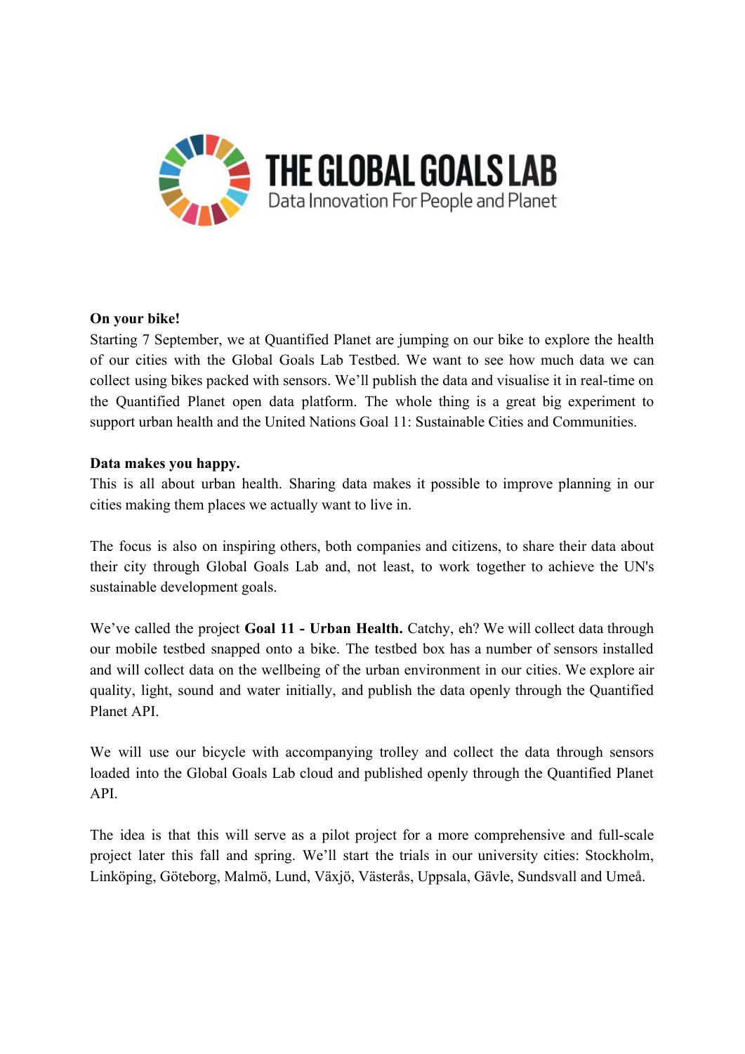# THE GLOBAL GOALS LAB

Data Innovation For People and Planet

**On your bike!**

Starting 7 September, we at Quantified Planet are jumping on our bike to explore the health of our cities with the Global Goals Lab Testbed. We want to see how much data we can collect using bikes packed with sensors. We'll publish the data and visualise it in real-time on the Quantified Planet open data platform. The whole thing is a great big experiment to support urban health and the United Nations Goal 11: Sustainable Cities and Communities.

**Data makes you happy.**

This is all about urban health. Sharing data makes it possible to improve planning in our cities making them places we actually want to live in.

The focus is also on inspiring others, both companies and citizens, to share their data about their city through Global Goals Lab and, not least, to work together to achieve the UN's sustainable development goals.

We've called the project **Goal 11 - Urban Health.** Catchy, eh? We will collect data through our mobile testbed snapped onto a bike. The testbed box has a number of sensors installed and will collect data on the wellbeing of the urban environment in our cities. We explore air quality, light, sound and water initially, and publish the data openly through the Quantified Planet API.

We will use our bicycle with accompanying trolley and collect the data through sensors loaded into the Global Goals Lab cloud and published openly through the Quantified Planet API.

The idea is that this will serve as a pilot project for a more comprehensive and full-scale project later this fall and spring. We'll start the trials in our university cities: Stockholm, Linköping, Göteborg, Malmö, Lund, Växjö, Västerås, Uppsala, Gävle, Sundsvall and Umeå.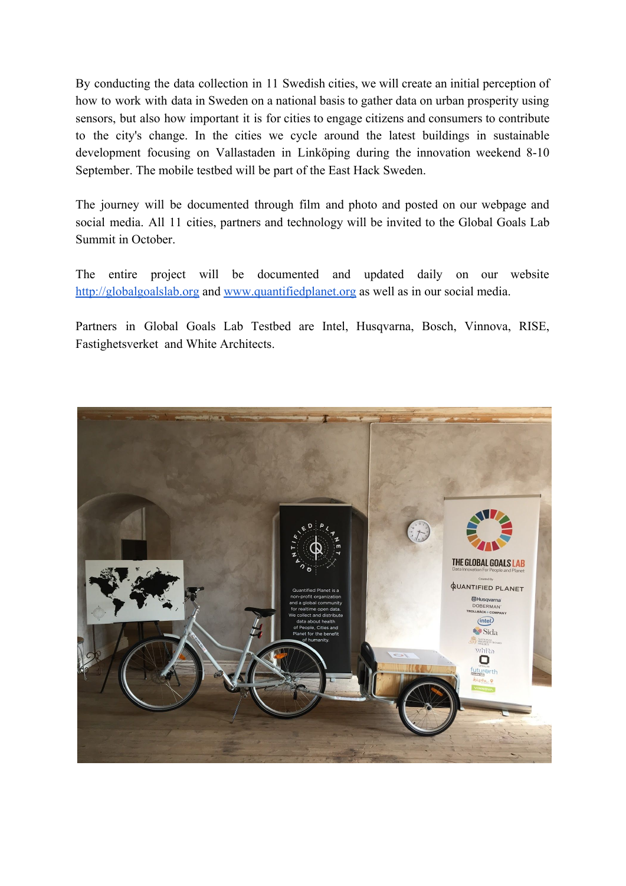By conducting the data collection in 11 Swedish cities, we will create an initial perception of how to work with data in Sweden on a national basis to gather data on urban prosperity using sensors, but also how important it is for cities to engage citizens and consumers to contribute to the city's change. In the cities we cycle around the latest buildings in sustainable development focusing on Vallastaden in Linköping during the innovation weekend 8-10 September. The mobile testbed will be part of the East Hack Sweden.

The journey will be documented through film and photo and posted on our webpage and social media. All 11 cities, partners and technology will be invited to the Global Goals Lab Summit in October.

The entire project will be documented and updated daily on our website [http://globalgoalslab.org](http://globalgoalslab.org) and [www.quantifiedplanet.org](http://www.quantifiedplanet.org) as well as in our social media.

Partners in Global Goals Lab Testbed are Intel, Husqvarna, Bosch, Vinnova, RISE, Fastighetsverket and White Architects.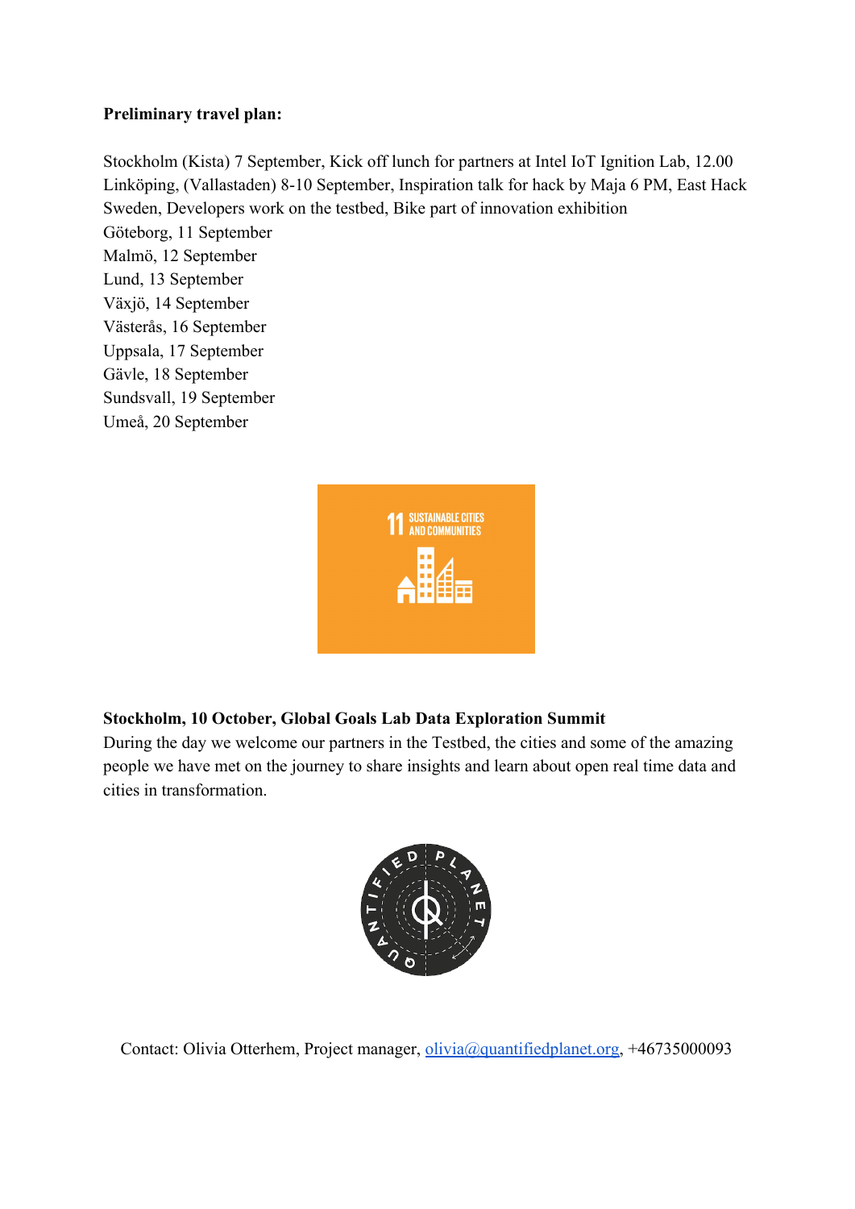**Preliminary travel plan:**

Stockholm (Kista) 7 September, Kick off lunch for partners at Intel IoT Ignition Lab, 12.00
Linköping, (Vallastaden) 8-10 September, Inspiration talk for hack by Maja 6 PM, East Hack Sweden, Developers work on the testbed, Bike part of innovation exhibition
Göteborg, 11 September
Malmö, 12 September
Lund, 13 September
Växjö, 14 September
Västerås, 16 September
Uppsala, 17 September
Gävle, 18 September
Sundsvall, 19 September
Umeå, 20 September

**Stockholm, 10 October, Global Goals Lab Data Exploration Summit**
During the day we welcome our partners in the Testbed, the cities and some of the amazing people we have met on the journey to share insights and learn about open real time data and cities in transformation.

Contact: Olivia Otterhem, Project manager, olivia@quantifiedplanet.org, +46735000093